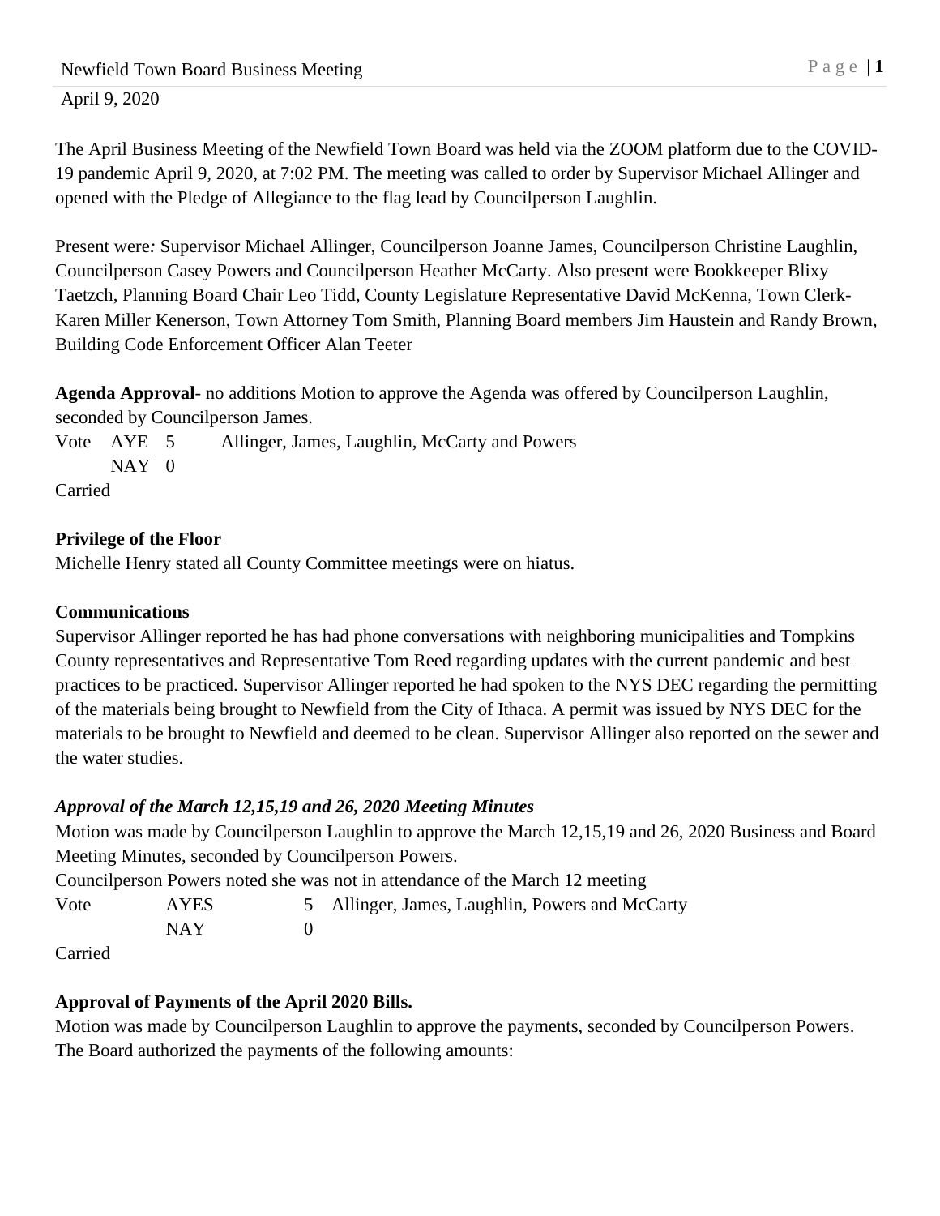April 9, 2020

The April Business Meeting of the Newfield Town Board was held via the ZOOM platform due to the COVID-19 pandemic April 9, 2020, at 7:02 PM. The meeting was called to order by Supervisor Michael Allinger and opened with the Pledge of Allegiance to the flag lead by Councilperson Laughlin.

Present were*:* Supervisor Michael Allinger, Councilperson Joanne James, Councilperson Christine Laughlin, Councilperson Casey Powers and Councilperson Heather McCarty. Also present were Bookkeeper Blixy Taetzch, Planning Board Chair Leo Tidd, County Legislature Representative David McKenna, Town Clerk-Karen Miller Kenerson, Town Attorney Tom Smith, Planning Board members Jim Haustein and Randy Brown, Building Code Enforcement Officer Alan Teeter

**Agenda Approval**- no additions Motion to approve the Agenda was offered by Councilperson Laughlin, seconded by Councilperson James.

Vote AYE 5 Allinger, James, Laughlin, McCarty and Powers
NAY 0

Carried

**Privilege of the Floor**

Michelle Henry stated all County Committee meetings were on hiatus.

**Communications**

Supervisor Allinger reported he has had phone conversations with neighboring municipalities and Tompkins County representatives and Representative Tom Reed regarding updates with the current pandemic and best practices to be practiced. Supervisor Allinger reported he had spoken to the NYS DEC regarding the permitting of the materials being brought to Newfield from the City of Ithaca. A permit was issued by NYS DEC for the materials to be brought to Newfield and deemed to be clean. Supervisor Allinger also reported on the sewer and the water studies.

***Approval of the March 12,15,19 and 26, 2020 Meeting Minutes***

Motion was made by Councilperson Laughlin to approve the March 12,15,19 and 26, 2020 Business and Board Meeting Minutes, seconded by Councilperson Powers.

Councilperson Powers noted she was not in attendance of the March 12 meeting

Vote AYES 5 Allinger, James, Laughlin, Powers and McCarty
NAY 0

Carried

**Approval of Payments of the April 2020 Bills.**

Motion was made by Councilperson Laughlin to approve the payments, seconded by Councilperson Powers. The Board authorized the payments of the following amounts: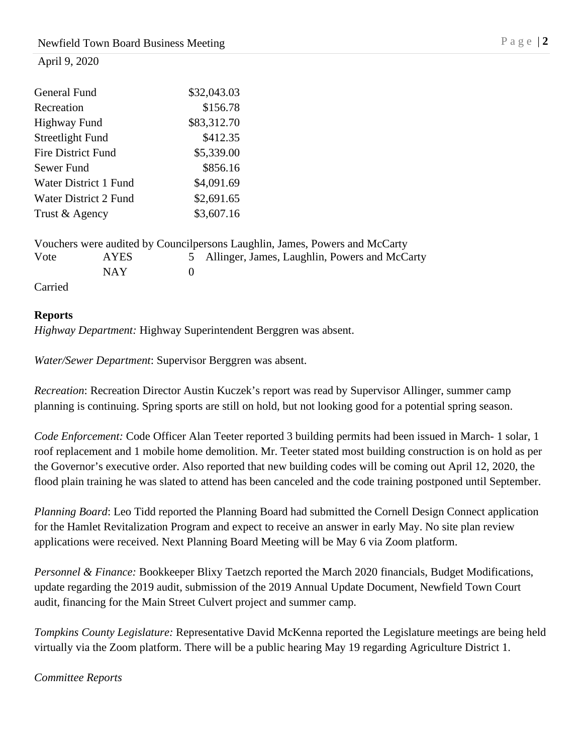April 9, 2020

| General Fund | $32,043.03 |
| --- | --- |
| Recreation | $156.78 |
| Highway Fund | $83,312.70 |
| Streetlight Fund | $412.35 |
| Fire District Fund | $5,339.00 |
| Sewer Fund | $856.16 |
| Water District 1 Fund | $4,091.69 |
| Water District 2 Fund | $2,691.65 |
| Trust & Agency | $3,607.16 |

Vouchers were audited by Councilpersons Laughlin, James, Powers and McCarty

| Vote | AYES | 5 | Allinger, James, Laughlin, Powers and McCarty |
| --- | --- | --- | --- |
| | NAY | 0 | |

Carried

**Reports**

*Highway Department:* Highway Superintendent Berggren was absent.

*Water/Sewer Department*: Supervisor Berggren was absent.

*Recreation*: Recreation Director Austin Kuczek's report was read by Supervisor Allinger, summer camp planning is continuing. Spring sports are still on hold, but not looking good for a potential spring season.

*Code Enforcement:* Code Officer Alan Teeter reported 3 building permits had been issued in March- 1 solar, 1 roof replacement and 1 mobile home demolition. Mr. Teeter stated most building construction is on hold as per the Governor's executive order. Also reported that new building codes will be coming out April 12, 2020, the flood plain training he was slated to attend has been canceled and the code training postponed until September.

*Planning Board*: Leo Tidd reported the Planning Board had submitted the Cornell Design Connect application for the Hamlet Revitalization Program and expect to receive an answer in early May. No site plan review applications were received. Next Planning Board Meeting will be May 6 via Zoom platform.

*Personnel & Finance:* Bookkeeper Blixy Taetzch reported the March 2020 financials, Budget Modifications, update regarding the 2019 audit, submission of the 2019 Annual Update Document, Newfield Town Court audit, financing for the Main Street Culvert project and summer camp.

*Tompkins County Legislature:* Representative David McKenna reported the Legislature meetings are being held virtually via the Zoom platform. There will be a public hearing May 19 regarding Agriculture District 1.

*Committee Reports*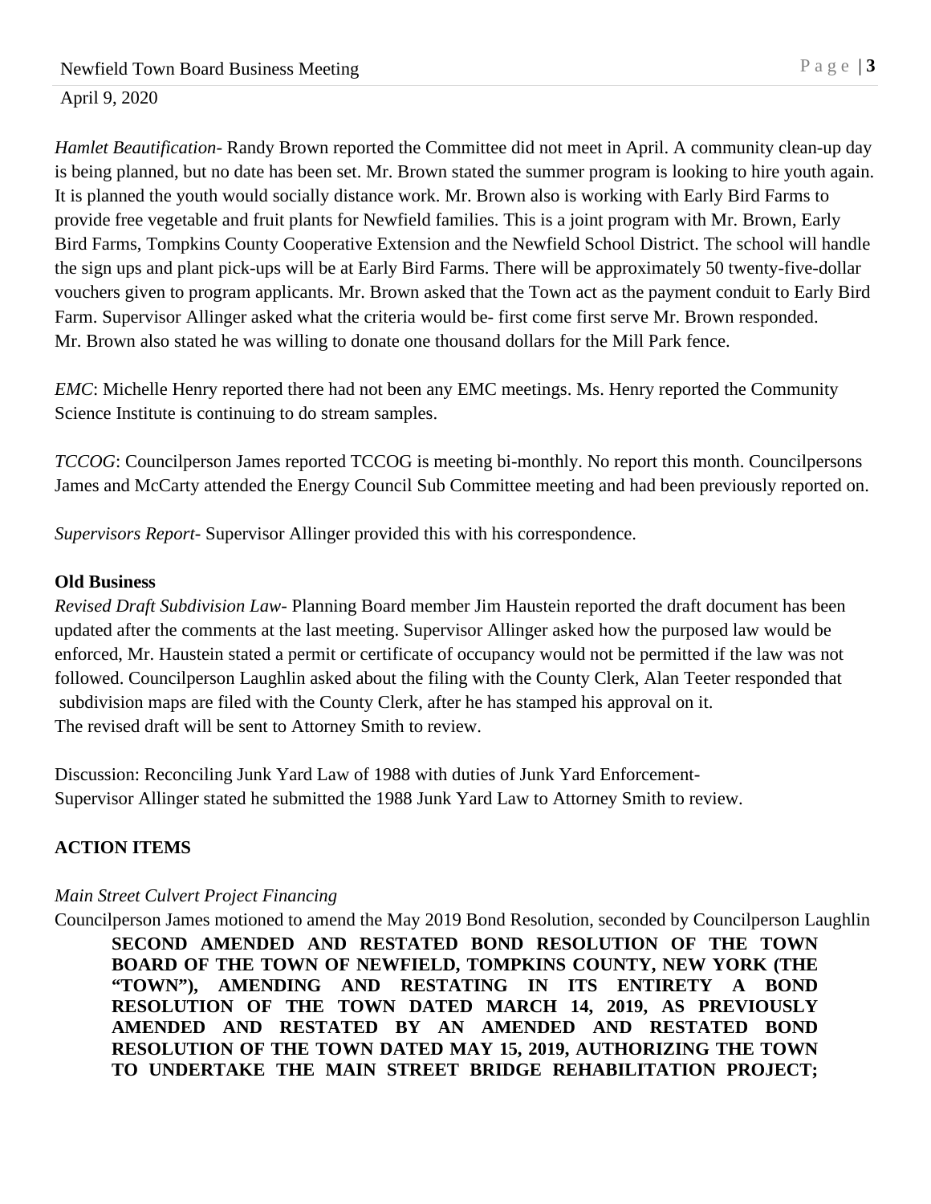*Hamlet Beautification*- Randy Brown reported the Committee did not meet in April. A community clean-up day is being planned, but no date has been set. Mr. Brown stated the summer program is looking to hire youth again. It is planned the youth would socially distance work. Mr. Brown also is working with Early Bird Farms to provide free vegetable and fruit plants for Newfield families. This is a joint program with Mr. Brown, Early Bird Farms, Tompkins County Cooperative Extension and the Newfield School District. The school will handle the sign ups and plant pick-ups will be at Early Bird Farms. There will be approximately 50 twenty-five-dollar vouchers given to program applicants. Mr. Brown asked that the Town act as the payment conduit to Early Bird Farm. Supervisor Allinger asked what the criteria would be- first come first serve Mr. Brown responded. Mr. Brown also stated he was willing to donate one thousand dollars for the Mill Park fence.

*EMC*: Michelle Henry reported there had not been any EMC meetings. Ms. Henry reported the Community Science Institute is continuing to do stream samples.

*TCCOG*: Councilperson James reported TCCOG is meeting bi-monthly. No report this month. Councilpersons James and McCarty attended the Energy Council Sub Committee meeting and had been previously reported on.

*Supervisors Report*- Supervisor Allinger provided this with his correspondence.

**Old Business**

*Revised Draft Subdivision Law*- Planning Board member Jim Haustein reported the draft document has been updated after the comments at the last meeting. Supervisor Allinger asked how the purposed law would be enforced, Mr. Haustein stated a permit or certificate of occupancy would not be permitted if the law was not followed. Councilperson Laughlin asked about the filing with the County Clerk, Alan Teeter responded that subdivision maps are filed with the County Clerk, after he has stamped his approval on it.
The revised draft will be sent to Attorney Smith to review.

Discussion: Reconciling Junk Yard Law of 1988 with duties of Junk Yard Enforcement-
Supervisor Allinger stated he submitted the 1988 Junk Yard Law to Attorney Smith to review.

**ACTION ITEMS**

*Main Street Culvert Project Financing*

Councilperson James motioned to amend the May 2019 Bond Resolution, seconded by Councilperson Laughlin

**SECOND AMENDED AND RESTATED BOND RESOLUTION OF THE TOWN BOARD OF THE TOWN OF NEWFIELD, TOMPKINS COUNTY, NEW YORK (THE "TOWN"), AMENDING AND RESTATING IN ITS ENTIRETY A BOND RESOLUTION OF THE TOWN DATED MARCH 14, 2019, AS PREVIOUSLY AMENDED AND RESTATED BY AN AMENDED AND RESTATED BOND RESOLUTION OF THE TOWN DATED MAY 15, 2019, AUTHORIZING THE TOWN TO UNDERTAKE THE MAIN STREET BRIDGE REHABILITATION PROJECT;**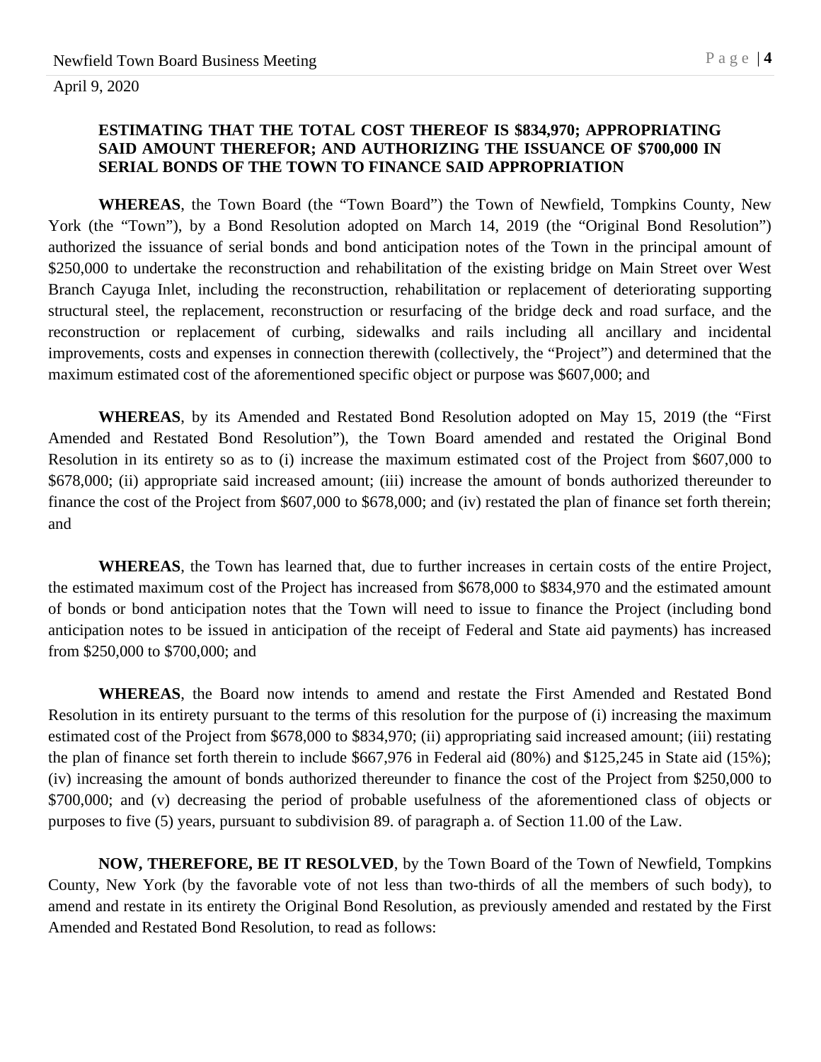**ESTIMATING THAT THE TOTAL COST THEREOF IS $834,970; APPROPRIATING SAID AMOUNT THEREFOR; AND AUTHORIZING THE ISSUANCE OF $700,000 IN SERIAL BONDS OF THE TOWN TO FINANCE SAID APPROPRIATION**

**WHEREAS**, the Town Board (the “Town Board”) the Town of Newfield, Tompkins County, New York (the “Town”), by a Bond Resolution adopted on March 14, 2019 (the “Original Bond Resolution”) authorized the issuance of serial bonds and bond anticipation notes of the Town in the principal amount of $250,000 to undertake the reconstruction and rehabilitation of the existing bridge on Main Street over West Branch Cayuga Inlet, including the reconstruction, rehabilitation or replacement of deteriorating supporting structural steel, the replacement, reconstruction or resurfacing of the bridge deck and road surface, and the reconstruction or replacement of curbing, sidewalks and rails including all ancillary and incidental improvements, costs and expenses in connection therewith (collectively, the “Project”) and determined that the maximum estimated cost of the aforementioned specific object or purpose was $607,000; and

**WHEREAS**, by its Amended and Restated Bond Resolution adopted on May 15, 2019 (the “First Amended and Restated Bond Resolution”), the Town Board amended and restated the Original Bond Resolution in its entirety so as to (i) increase the maximum estimated cost of the Project from $607,000 to $678,000; (ii) appropriate said increased amount; (iii) increase the amount of bonds authorized thereunder to finance the cost of the Project from $607,000 to $678,000; and (iv) restated the plan of finance set forth therein; and

**WHEREAS**, the Town has learned that, due to further increases in certain costs of the entire Project, the estimated maximum cost of the Project has increased from $678,000 to $834,970 and the estimated amount of bonds or bond anticipation notes that the Town will need to issue to finance the Project (including bond anticipation notes to be issued in anticipation of the receipt of Federal and State aid payments) has increased from $250,000 to $700,000; and

**WHEREAS**, the Board now intends to amend and restate the First Amended and Restated Bond Resolution in its entirety pursuant to the terms of this resolution for the purpose of (i) increasing the maximum estimated cost of the Project from $678,000 to $834,970; (ii) appropriating said increased amount; (iii) restating the plan of finance set forth therein to include $667,976 in Federal aid (80%) and $125,245 in State aid (15%); (iv) increasing the amount of bonds authorized thereunder to finance the cost of the Project from $250,000 to $700,000; and (v) decreasing the period of probable usefulness of the aforementioned class of objects or purposes to five (5) years, pursuant to subdivision 89. of paragraph a. of Section 11.00 of the Law.

**NOW, THEREFORE, BE IT RESOLVED**, by the Town Board of the Town of Newfield, Tompkins County, New York (by the favorable vote of not less than two-thirds of all the members of such body), to amend and restate in its entirety the Original Bond Resolution, as previously amended and restated by the First Amended and Restated Bond Resolution, to read as follows: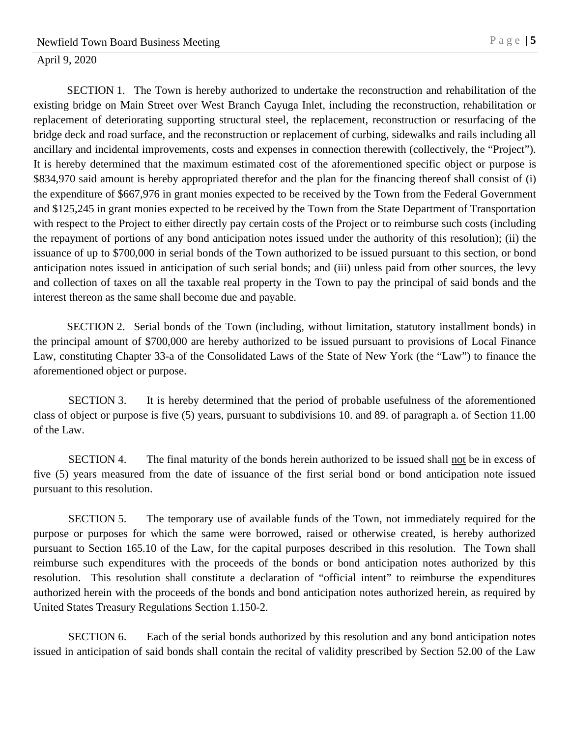SECTION 1. The Town is hereby authorized to undertake the reconstruction and rehabilitation of the existing bridge on Main Street over West Branch Cayuga Inlet, including the reconstruction, rehabilitation or replacement of deteriorating supporting structural steel, the replacement, reconstruction or resurfacing of the bridge deck and road surface, and the reconstruction or replacement of curbing, sidewalks and rails including all ancillary and incidental improvements, costs and expenses in connection therewith (collectively, the "Project"). It is hereby determined that the maximum estimated cost of the aforementioned specific object or purpose is $834,970 said amount is hereby appropriated therefor and the plan for the financing thereof shall consist of (i) the expenditure of $667,976 in grant monies expected to be received by the Town from the Federal Government and $125,245 in grant monies expected to be received by the Town from the State Department of Transportation with respect to the Project to either directly pay certain costs of the Project or to reimburse such costs (including the repayment of portions of any bond anticipation notes issued under the authority of this resolution); (ii) the issuance of up to $700,000 in serial bonds of the Town authorized to be issued pursuant to this section, or bond anticipation notes issued in anticipation of such serial bonds; and (iii) unless paid from other sources, the levy and collection of taxes on all the taxable real property in the Town to pay the principal of said bonds and the interest thereon as the same shall become due and payable.

SECTION 2. Serial bonds of the Town (including, without limitation, statutory installment bonds) in the principal amount of $700,000 are hereby authorized to be issued pursuant to provisions of Local Finance Law, constituting Chapter 33-a of the Consolidated Laws of the State of New York (the "Law") to finance the aforementioned object or purpose.

SECTION 3. It is hereby determined that the period of probable usefulness of the aforementioned class of object or purpose is five (5) years, pursuant to subdivisions 10. and 89. of paragraph a. of Section 11.00 of the Law.

SECTION 4. The final maturity of the bonds herein authorized to be issued shall <u>not</u> be in excess of five (5) years measured from the date of issuance of the first serial bond or bond anticipation note issued pursuant to this resolution.

SECTION 5. The temporary use of available funds of the Town, not immediately required for the purpose or purposes for which the same were borrowed, raised or otherwise created, is hereby authorized pursuant to Section 165.10 of the Law, for the capital purposes described in this resolution. The Town shall reimburse such expenditures with the proceeds of the bonds or bond anticipation notes authorized by this resolution. This resolution shall constitute a declaration of "official intent" to reimburse the expenditures authorized herein with the proceeds of the bonds and bond anticipation notes authorized herein, as required by United States Treasury Regulations Section 1.150-2.

SECTION 6. Each of the serial bonds authorized by this resolution and any bond anticipation notes issued in anticipation of said bonds shall contain the recital of validity prescribed by Section 52.00 of the Law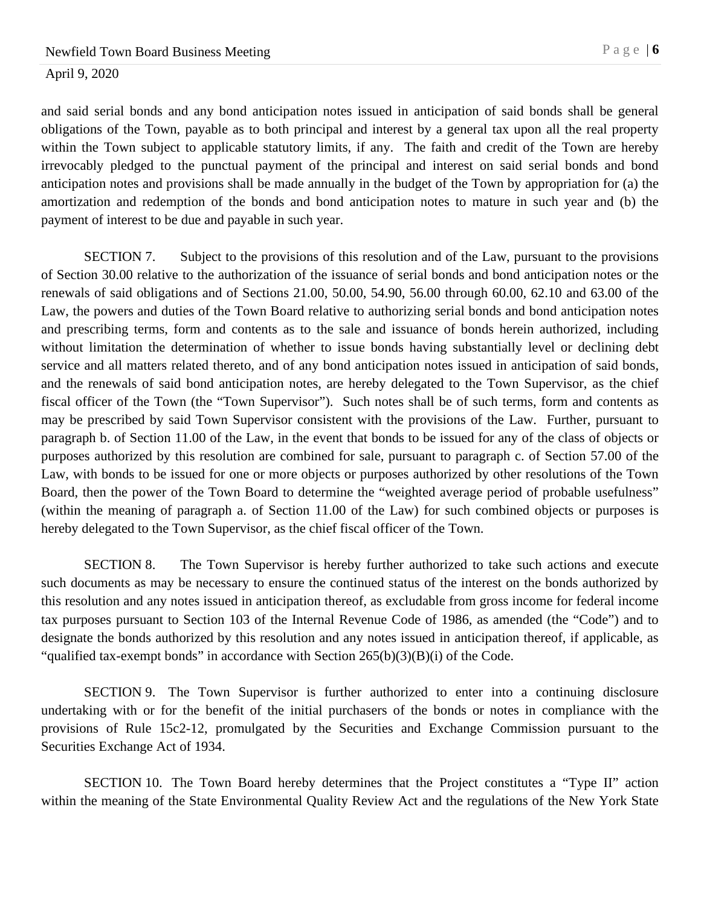and said serial bonds and any bond anticipation notes issued in anticipation of said bonds shall be general obligations of the Town, payable as to both principal and interest by a general tax upon all the real property within the Town subject to applicable statutory limits, if any. The faith and credit of the Town are hereby irrevocably pledged to the punctual payment of the principal and interest on said serial bonds and bond anticipation notes and provisions shall be made annually in the budget of the Town by appropriation for (a) the amortization and redemption of the bonds and bond anticipation notes to mature in such year and (b) the payment of interest to be due and payable in such year.

SECTION 7. Subject to the provisions of this resolution and of the Law, pursuant to the provisions of Section 30.00 relative to the authorization of the issuance of serial bonds and bond anticipation notes or the renewals of said obligations and of Sections 21.00, 50.00, 54.90, 56.00 through 60.00, 62.10 and 63.00 of the Law, the powers and duties of the Town Board relative to authorizing serial bonds and bond anticipation notes and prescribing terms, form and contents as to the sale and issuance of bonds herein authorized, including without limitation the determination of whether to issue bonds having substantially level or declining debt service and all matters related thereto, and of any bond anticipation notes issued in anticipation of said bonds, and the renewals of said bond anticipation notes, are hereby delegated to the Town Supervisor, as the chief fiscal officer of the Town (the "Town Supervisor"). Such notes shall be of such terms, form and contents as may be prescribed by said Town Supervisor consistent with the provisions of the Law. Further, pursuant to paragraph b. of Section 11.00 of the Law, in the event that bonds to be issued for any of the class of objects or purposes authorized by this resolution are combined for sale, pursuant to paragraph c. of Section 57.00 of the Law, with bonds to be issued for one or more objects or purposes authorized by other resolutions of the Town Board, then the power of the Town Board to determine the "weighted average period of probable usefulness" (within the meaning of paragraph a. of Section 11.00 of the Law) for such combined objects or purposes is hereby delegated to the Town Supervisor, as the chief fiscal officer of the Town.

SECTION 8. The Town Supervisor is hereby further authorized to take such actions and execute such documents as may be necessary to ensure the continued status of the interest on the bonds authorized by this resolution and any notes issued in anticipation thereof, as excludable from gross income for federal income tax purposes pursuant to Section 103 of the Internal Revenue Code of 1986, as amended (the "Code") and to designate the bonds authorized by this resolution and any notes issued in anticipation thereof, if applicable, as "qualified tax-exempt bonds" in accordance with Section 265(b)(3)(B)(i) of the Code.

SECTION 9. The Town Supervisor is further authorized to enter into a continuing disclosure undertaking with or for the benefit of the initial purchasers of the bonds or notes in compliance with the provisions of Rule 15c2-12, promulgated by the Securities and Exchange Commission pursuant to the Securities Exchange Act of 1934.

SECTION 10. The Town Board hereby determines that the Project constitutes a "Type II" action within the meaning of the State Environmental Quality Review Act and the regulations of the New York State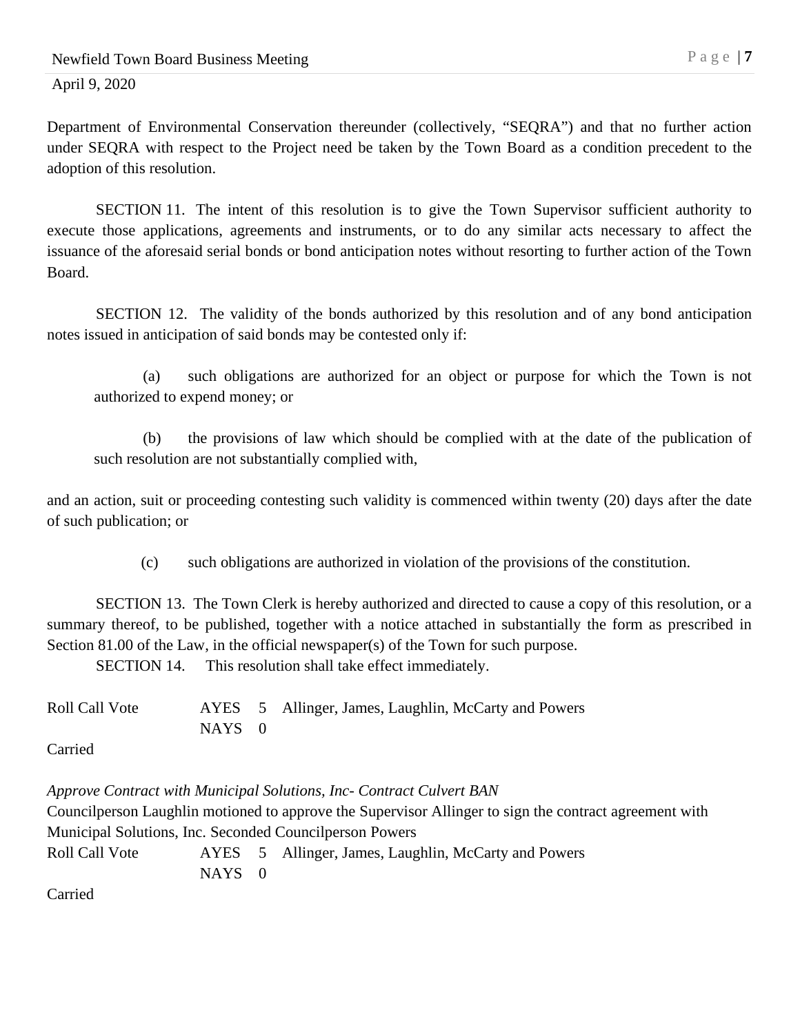Department of Environmental Conservation thereunder (collectively, "SEQRA") and that no further action under SEQRA with respect to the Project need be taken by the Town Board as a condition precedent to the adoption of this resolution.

SECTION 11. The intent of this resolution is to give the Town Supervisor sufficient authority to execute those applications, agreements and instruments, or to do any similar acts necessary to affect the issuance of the aforesaid serial bonds or bond anticipation notes without resorting to further action of the Town Board.

SECTION 12. The validity of the bonds authorized by this resolution and of any bond anticipation notes issued in anticipation of said bonds may be contested only if:

(a) such obligations are authorized for an object or purpose for which the Town is not authorized to expend money; or

(b) the provisions of law which should be complied with at the date of the publication of such resolution are not substantially complied with,

and an action, suit or proceeding contesting such validity is commenced within twenty (20) days after the date of such publication; or

(c) such obligations are authorized in violation of the provisions of the constitution.

SECTION 13. The Town Clerk is hereby authorized and directed to cause a copy of this resolution, or a summary thereof, to be published, together with a notice attached in substantially the form as prescribed in Section 81.00 of the Law, in the official newspaper(s) of the Town for such purpose.

SECTION 14. This resolution shall take effect immediately.

| Roll Call Vote | AYES | 5 | Allinger, James, Laughlin, McCarty and Powers |
|---|---|---|---|
| | NAYS | 0 | |

Carried

*Approve Contract with Municipal Solutions, Inc- Contract Culvert BAN*

Councilperson Laughlin motioned to approve the Supervisor Allinger to sign the contract agreement with Municipal Solutions, Inc. Seconded Councilperson Powers

| Roll Call Vote | AYES | 5 | Allinger, James, Laughlin, McCarty and Powers |
|---|---|---|---|
| | NAYS | 0 | |

Carried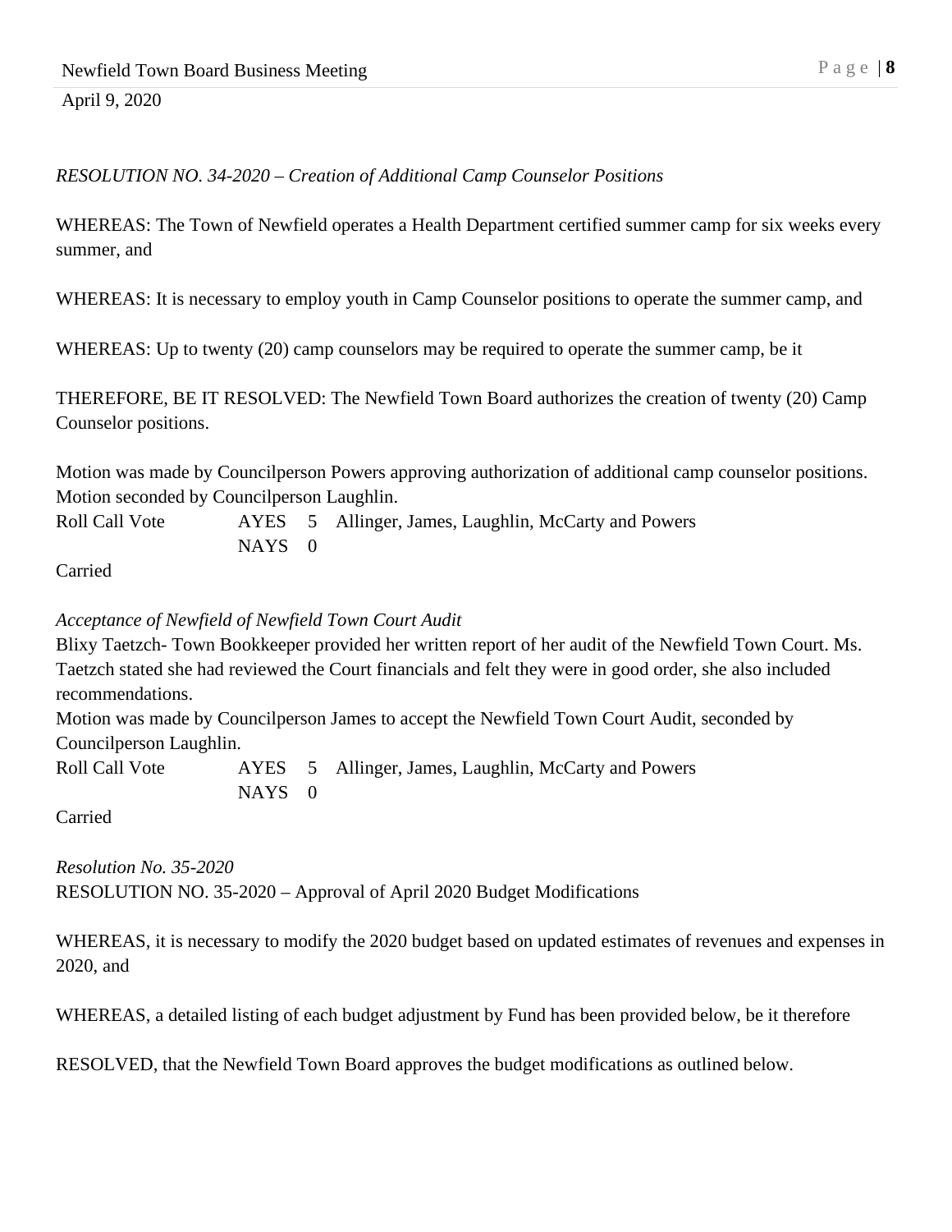*RESOLUTION NO. 34-2020 – Creation of Additional Camp Counselor Positions*

WHEREAS: The Town of Newfield operates a Health Department certified summer camp for six weeks every summer, and

WHEREAS: It is necessary to employ youth in Camp Counselor positions to operate the summer camp, and

WHEREAS: Up to twenty (20) camp counselors may be required to operate the summer camp, be it

THEREFORE, BE IT RESOLVED: The Newfield Town Board authorizes the creation of twenty (20) Camp Counselor positions.

Motion was made by Councilperson Powers approving authorization of additional camp counselor positions. Motion seconded by Councilperson Laughlin.

| Roll Call Vote | AYES | 5 | Allinger, James, Laughlin, McCarty and Powers |
|---|---|---|---|
| | NAYS | 0 | |

Carried

*Acceptance of Newfield of Newfield Town Court Audit*

Blixy Taetzch- Town Bookkeeper provided her written report of her audit of the Newfield Town Court. Ms. Taetzch stated she had reviewed the Court financials and felt they were in good order, she also included recommendations.

Motion was made by Councilperson James to accept the Newfield Town Court Audit, seconded by Councilperson Laughlin.

| Roll Call Vote | AYES | 5 | Allinger, James, Laughlin, McCarty and Powers |
|---|---|---|---|
| | NAYS | 0 | |

Carried

*Resolution No. 35-2020*

RESOLUTION NO. 35-2020 – Approval of April 2020 Budget Modifications

WHEREAS, it is necessary to modify the 2020 budget based on updated estimates of revenues and expenses in 2020, and

WHEREAS, a detailed listing of each budget adjustment by Fund has been provided below, be it therefore

RESOLVED, that the Newfield Town Board approves the budget modifications as outlined below.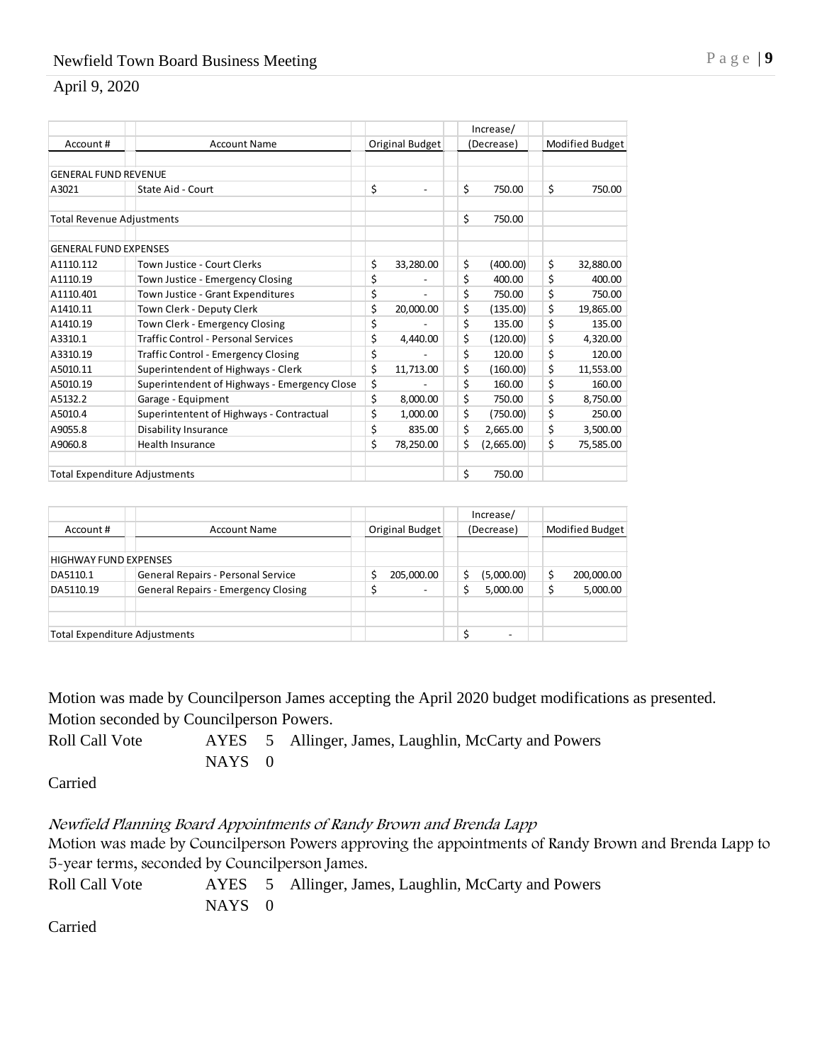| Account # | Account Name | Original Budget | Increase/ (Decrease) | Modified Budget |
|---|---|---|---|---|
| GENERAL FUND REVENUE | | | | |
| A3021 | State Aid - Court | $ - | $ 750.00 | $ 750.00 |
| Total Revenue Adjustments | | | $ 750.00 | |
| GENERAL FUND EXPENSES | | | | |
| A1110.112 | Town Justice - Court Clerks | $ 33,280.00 | $ (400.00) | $ 32,880.00 |
| A1110.19 | Town Justice - Emergency Closing | $ - | $ 400.00 | $ 400.00 |
| A1110.401 | Town Justice - Grant Expenditures | $ - | $ 750.00 | $ 750.00 |
| A1410.11 | Town Clerk - Deputy Clerk | $ 20,000.00 | $ (135.00) | $ 19,865.00 |
| A1410.19 | Town Clerk - Emergency Closing | $ - | $ 135.00 | $ 135.00 |
| A3310.1 | Traffic Control - Personal Services | $ 4,440.00 | $ (120.00) | $ 4,320.00 |
| A3310.19 | Traffic Control - Emergency Closing | $ - | $ 120.00 | $ 120.00 |
| A5010.11 | Superintendent of Highways - Clerk | $ 11,713.00 | $ (160.00) | $ 11,553.00 |
| A5010.19 | Superintendent of Highways - Emergency Close | $ - | $ 160.00 | $ 160.00 |
| A5132.2 | Garage - Equipment | $ 8,000.00 | $ 750.00 | $ 8,750.00 |
| A5010.4 | Superintentent of Highways - Contractual | $ 1,000.00 | $ (750.00) | $ 250.00 |
| A9055.8 | Disability Insurance | $ 835.00 | $ 2,665.00 | $ 3,500.00 |
| A9060.8 | Health Insurance | $ 78,250.00 | $ (2,665.00) | $ 75,585.00 |
| Total Expenditure Adjustments | | | $ 750.00 | |

| Account # | Account Name | Original Budget | Increase/ (Decrease) | Modified Budget |
|---|---|---|---|---|
| HIGHWAY FUND EXPENSES | | | | |
| DA5110.1 | General Repairs - Personal Service | $ 205,000.00 | $ (5,000.00) | $ 200,000.00 |
| DA5110.19 | General Repairs - Emergency Closing | $ - | $ 5,000.00 | $ 5,000.00 |
| Total Expenditure Adjustments | | | $ - | |

Motion was made by Councilperson James accepting the April 2020 budget modifications as presented. Motion seconded by Councilperson Powers.

Roll Call Vote AYES 5 Allinger, James, Laughlin, McCarty and Powers
NAYS 0

Carried

*Newfield Planning Board Appointments of Randy Brown and Brenda Lapp*

Motion was made by Councilperson Powers approving the appointments of Randy Brown and Brenda Lapp to 5-year terms, seconded by Councilperson James.

Roll Call Vote AYES 5 Allinger, James, Laughlin, McCarty and Powers
NAYS 0

Carried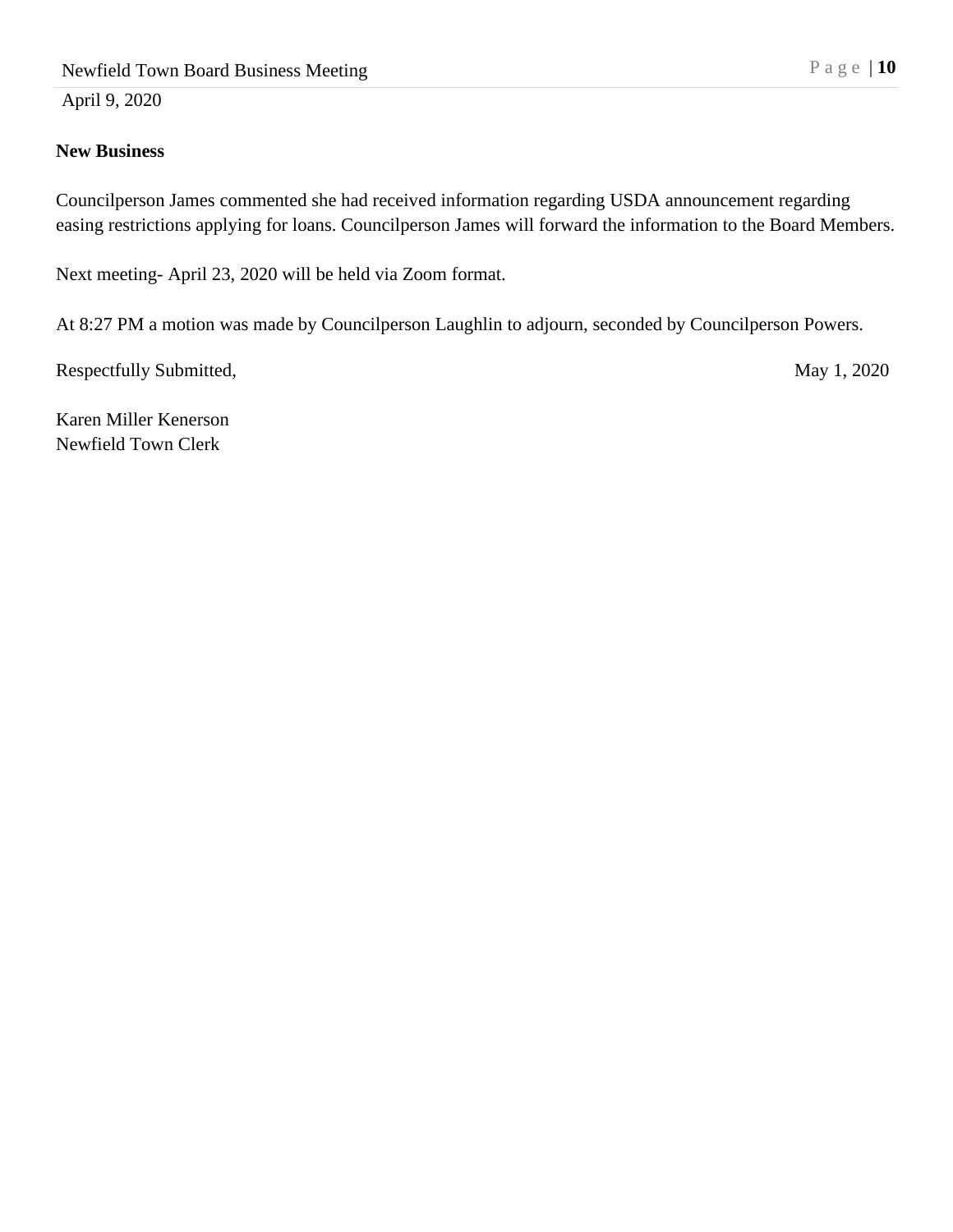**New Business**

Councilperson James commented she had received information regarding USDA announcement regarding easing restrictions applying for loans. Councilperson James will forward the information to the Board Members.

Next meeting- April 23, 2020 will be held via Zoom format.

At 8:27 PM a motion was made by Councilperson Laughlin to adjourn, seconded by Councilperson Powers.

Respectfully Submitted, May 1, 2020

Karen Miller Kenerson
Newfield Town Clerk